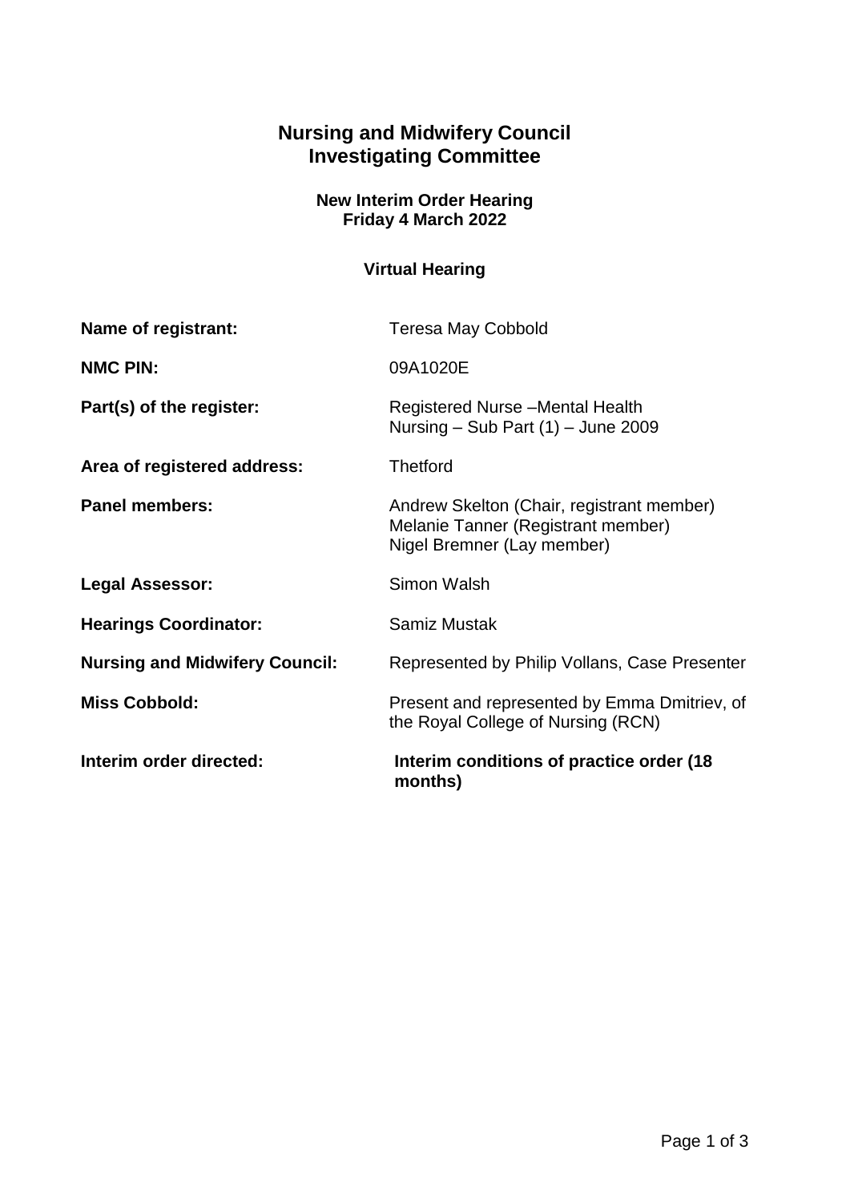# Nursing and Midwifery Council
# Investigating Committee

**New Interim Order Hearing**
**Friday 4 March 2022**

**Virtual Hearing**

| | |
|---|---|
| **Name of registrant:** | Teresa May Cobbold |
| **NMC PIN:** | 09A1020E |
| **Part(s) of the register:** | Registered Nurse –Mental Health Nursing – Sub Part (1) – June 2009 |
| **Area of registered address:** | Thetford |
| **Panel members:** | Andrew Skelton (Chair, registrant member)<br>Melanie Tanner (Registrant member)<br>Nigel Bremner (Lay member) |
| **Legal Assessor:** | Simon Walsh |
| **Hearings Coordinator:** | Samiz Mustak |
| **Nursing and Midwifery Council:** | Represented by Philip Vollans, Case Presenter |
| **Miss Cobbold:** | Present and represented by Emma Dmitriev, of the Royal College of Nursing (RCN) |
| **Interim order directed:** | **Interim conditions of practice order (18 months)** |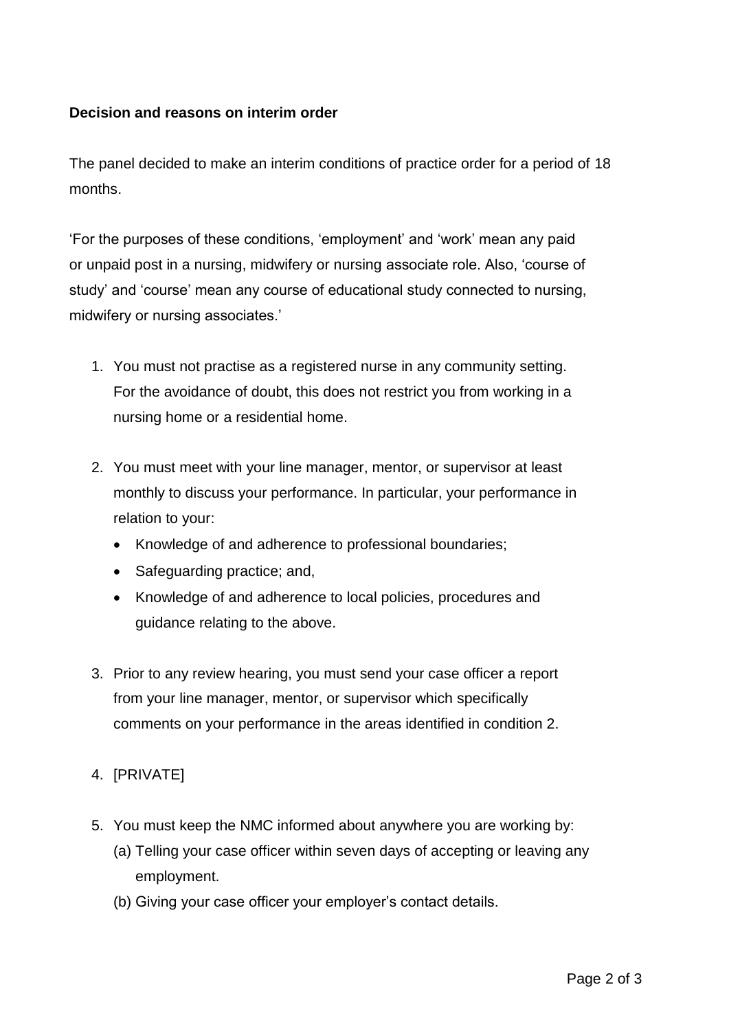**Decision and reasons on interim order**

The panel decided to make an interim conditions of practice order for a period of 18 months.

'For the purposes of these conditions, 'employment' and 'work' mean any paid or unpaid post in a nursing, midwifery or nursing associate role. Also, 'course of study' and 'course' mean any course of educational study connected to nursing, midwifery or nursing associates.'

1. You must not practise as a registered nurse in any community setting. For the avoidance of doubt, this does not restrict you from working in a nursing home or a residential home.

2. You must meet with your line manager, mentor, or supervisor at least monthly to discuss your performance. In particular, your performance in relation to your:
   - Knowledge of and adherence to professional boundaries;
   - Safeguarding practice; and,
   - Knowledge of and adherence to local policies, procedures and guidance relating to the above.

3. Prior to any review hearing, you must send your case officer a report from your line manager, mentor, or supervisor which specifically comments on your performance in the areas identified in condition 2.

4. [PRIVATE]

5. You must keep the NMC informed about anywhere you are working by:
   (a) Telling your case officer within seven days of accepting or leaving any employment.
   (b) Giving your case officer your employer's contact details.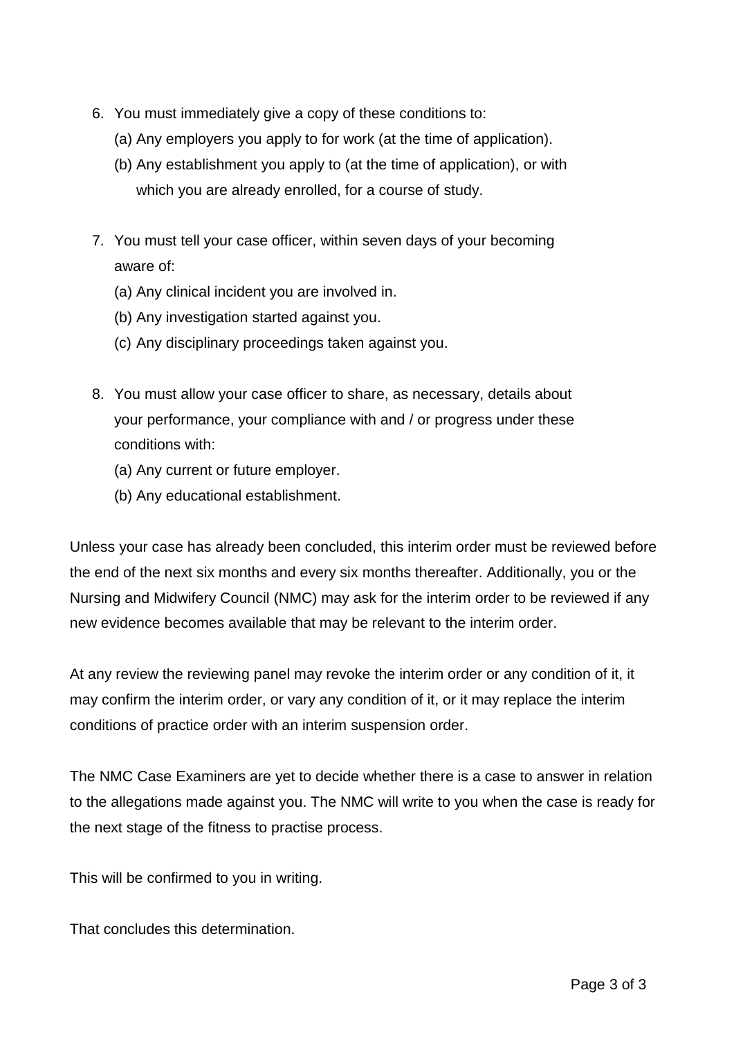6. You must immediately give a copy of these conditions to:
   (a) Any employers you apply to for work (at the time of application).
   (b) Any establishment you apply to (at the time of application), or with which you are already enrolled, for a course of study.

7. You must tell your case officer, within seven days of your becoming aware of:
   (a) Any clinical incident you are involved in.
   (b) Any investigation started against you.
   (c) Any disciplinary proceedings taken against you.

8. You must allow your case officer to share, as necessary, details about your performance, your compliance with and / or progress under these conditions with:
   (a) Any current or future employer.
   (b) Any educational establishment.

Unless your case has already been concluded, this interim order must be reviewed before the end of the next six months and every six months thereafter. Additionally, you or the Nursing and Midwifery Council (NMC) may ask for the interim order to be reviewed if any new evidence becomes available that may be relevant to the interim order.

At any review the reviewing panel may revoke the interim order or any condition of it, it may confirm the interim order, or vary any condition of it, or it may replace the interim conditions of practice order with an interim suspension order.

The NMC Case Examiners are yet to decide whether there is a case to answer in relation to the allegations made against you. The NMC will write to you when the case is ready for the next stage of the fitness to practise process.

This will be confirmed to you in writing.

That concludes this determination.